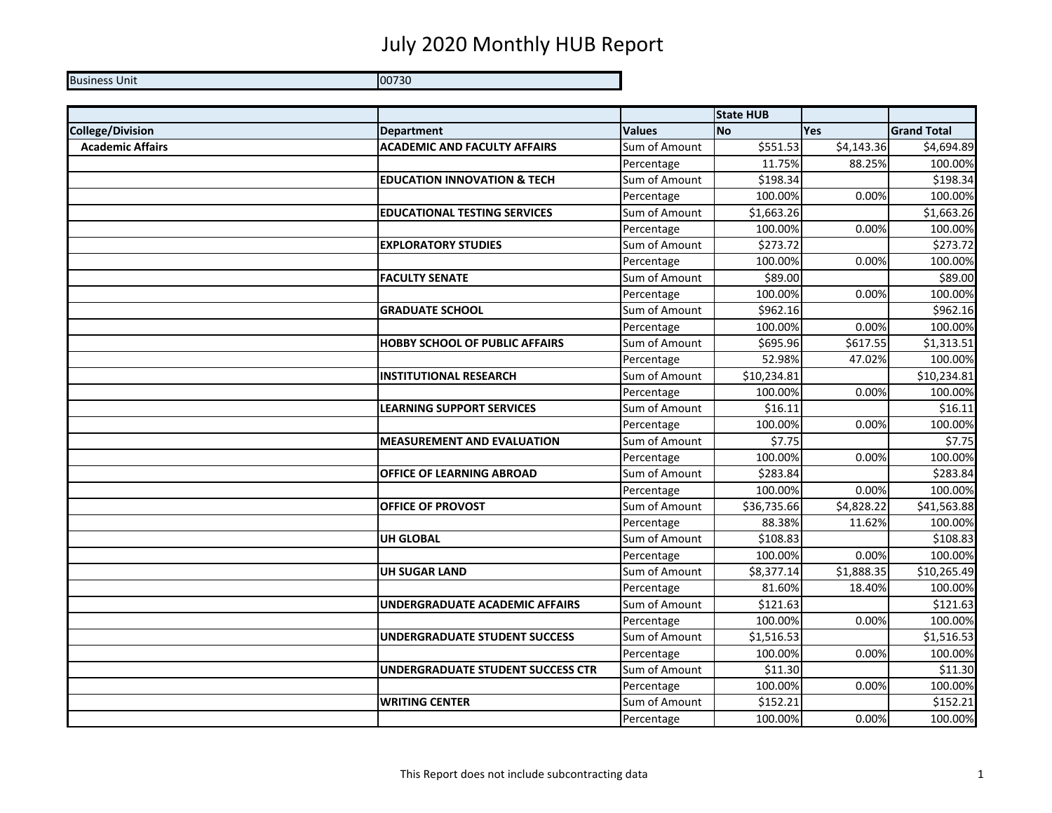# July 2020 Monthly HUB Report

| Business Unit | 00730 |
|---|---|

| | | | State HUB | | |
|---|---|---|---|---|---|
| **College/Division** | **Department** | **Values** | **No** | **Yes** | **Grand Total** |
| **Academic Affairs** | **ACADEMIC AND FACULTY AFFAIRS** | Sum of Amount | $551.53 | $4,143.36 | $4,694.89 |
| | | Percentage | 11.75% | 88.25% | 100.00% |
| | **EDUCATION INNOVATION & TECH** | Sum of Amount | $198.34 | | $198.34 |
| | | Percentage | 100.00% | 0.00% | 100.00% |
| | **EDUCATIONAL TESTING SERVICES** | Sum of Amount | $1,663.26 | | $1,663.26 |
| | | Percentage | 100.00% | 0.00% | 100.00% |
| | **EXPLORATORY STUDIES** | Sum of Amount | $273.72 | | $273.72 |
| | | Percentage | 100.00% | 0.00% | 100.00% |
| | **FACULTY SENATE** | Sum of Amount | $89.00 | | $89.00 |
| | | Percentage | 100.00% | 0.00% | 100.00% |
| | **GRADUATE SCHOOL** | Sum of Amount | $962.16 | | $962.16 |
| | | Percentage | 100.00% | 0.00% | 100.00% |
| | **HOBBY SCHOOL OF PUBLIC AFFAIRS** | Sum of Amount | $695.96 | $617.55 | $1,313.51 |
| | | Percentage | 52.98% | 47.02% | 100.00% |
| | **INSTITUTIONAL RESEARCH** | Sum of Amount | $10,234.81 | | $10,234.81 |
| | | Percentage | 100.00% | 0.00% | 100.00% |
| | **LEARNING SUPPORT SERVICES** | Sum of Amount | $16.11 | | $16.11 |
| | | Percentage | 100.00% | 0.00% | 100.00% |
| | **MEASUREMENT AND EVALUATION** | Sum of Amount | $7.75 | | $7.75 |
| | | Percentage | 100.00% | 0.00% | 100.00% |
| | **OFFICE OF LEARNING ABROAD** | Sum of Amount | $283.84 | | $283.84 |
| | | Percentage | 100.00% | 0.00% | 100.00% |
| | **OFFICE OF PROVOST** | Sum of Amount | $36,735.66 | $4,828.22 | $41,563.88 |
| | | Percentage | 88.38% | 11.62% | 100.00% |
| | **UH GLOBAL** | Sum of Amount | $108.83 | | $108.83 |
| | | Percentage | 100.00% | 0.00% | 100.00% |
| | **UH SUGAR LAND** | Sum of Amount | $8,377.14 | $1,888.35 | $10,265.49 |
| | | Percentage | 81.60% | 18.40% | 100.00% |
| | **UNDERGRADUATE ACADEMIC AFFAIRS** | Sum of Amount | $121.63 | | $121.63 |
| | | Percentage | 100.00% | 0.00% | 100.00% |
| | **UNDERGRADUATE STUDENT SUCCESS** | Sum of Amount | $1,516.53 | | $1,516.53 |
| | | Percentage | 100.00% | 0.00% | 100.00% |
| | **UNDERGRADUATE STUDENT SUCCESS CTR** | Sum of Amount | $11.30 | | $11.30 |
| | | Percentage | 100.00% | 0.00% | 100.00% |
| | **WRITING CENTER** | Sum of Amount | $152.21 | | $152.21 |
| | | Percentage | 100.00% | 0.00% | 100.00% |

This Report does not include subcontracting data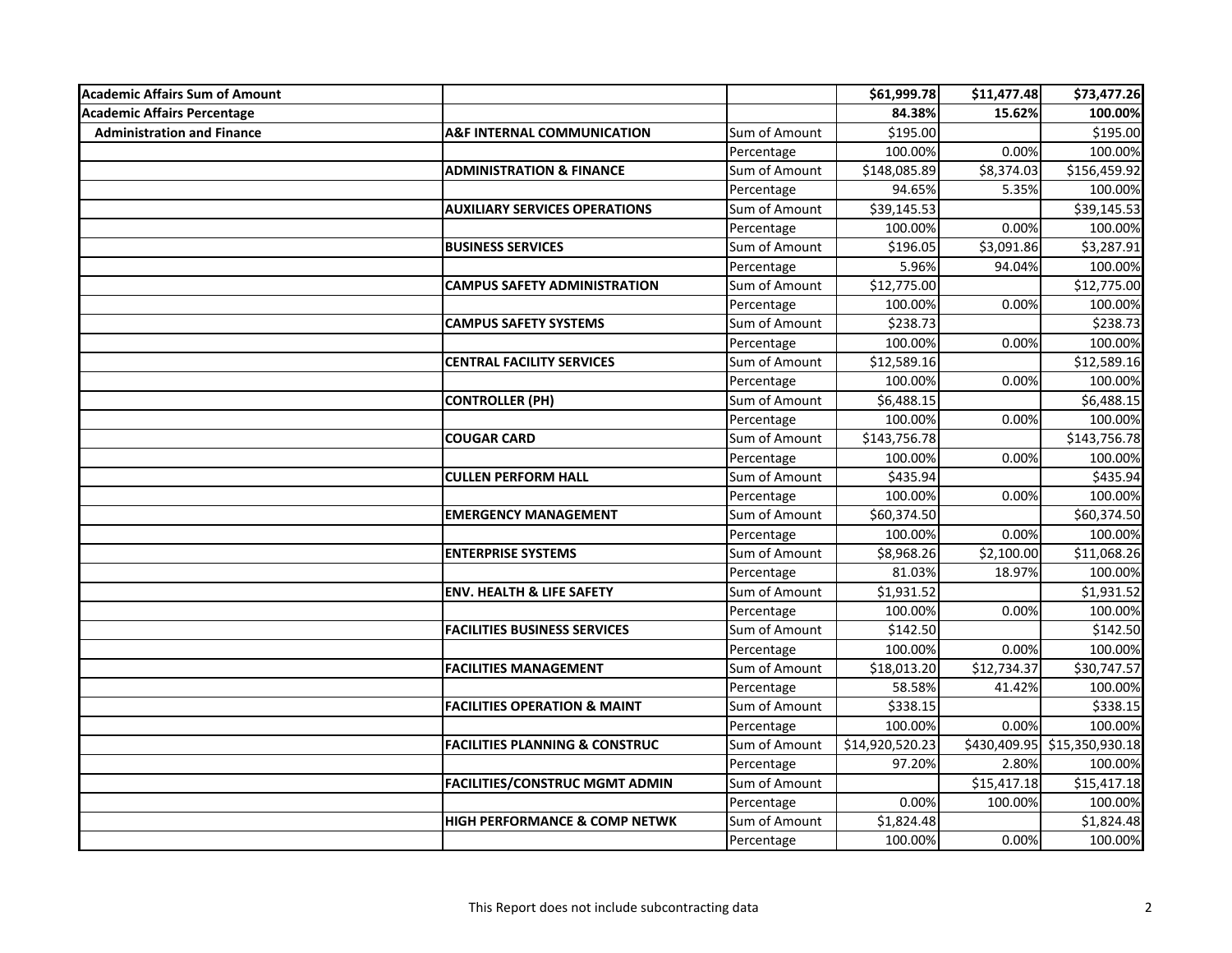| | | | | | |
|---|---|---|---|---|---|
| **Academic Affairs Sum of Amount** | | | **$61,999.78** | **$11,477.48** | **$73,477.26** |
| **Academic Affairs Percentage** | | | **84.38%** | **15.62%** | **100.00%** |
| **Administration and Finance** | **A&F INTERNAL COMMUNICATION** | Sum of Amount | $195.00 | | $195.00 |
| | | Percentage | 100.00% | 0.00% | 100.00% |
| | **ADMINISTRATION & FINANCE** | Sum of Amount | $148,085.89 | $8,374.03 | $156,459.92 |
| | | Percentage | 94.65% | 5.35% | 100.00% |
| | **AUXILIARY SERVICES OPERATIONS** | Sum of Amount | $39,145.53 | | $39,145.53 |
| | | Percentage | 100.00% | 0.00% | 100.00% |
| | **BUSINESS SERVICES** | Sum of Amount | $196.05 | $3,091.86 | $3,287.91 |
| | | Percentage | 5.96% | 94.04% | 100.00% |
| | **CAMPUS SAFETY ADMINISTRATION** | Sum of Amount | $12,775.00 | | $12,775.00 |
| | | Percentage | 100.00% | 0.00% | 100.00% |
| | **CAMPUS SAFETY SYSTEMS** | Sum of Amount | $238.73 | | $238.73 |
| | | Percentage | 100.00% | 0.00% | 100.00% |
| | **CENTRAL FACILITY SERVICES** | Sum of Amount | $12,589.16 | | $12,589.16 |
| | | Percentage | 100.00% | 0.00% | 100.00% |
| | **CONTROLLER (PH)** | Sum of Amount | $6,488.15 | | $6,488.15 |
| | | Percentage | 100.00% | 0.00% | 100.00% |
| | **COUGAR CARD** | Sum of Amount | $143,756.78 | | $143,756.78 |
| | | Percentage | 100.00% | 0.00% | 100.00% |
| | **CULLEN PERFORM HALL** | Sum of Amount | $435.94 | | $435.94 |
| | | Percentage | 100.00% | 0.00% | 100.00% |
| | **EMERGENCY MANAGEMENT** | Sum of Amount | $60,374.50 | | $60,374.50 |
| | | Percentage | 100.00% | 0.00% | 100.00% |
| | **ENTERPRISE SYSTEMS** | Sum of Amount | $8,968.26 | $2,100.00 | $11,068.26 |
| | | Percentage | 81.03% | 18.97% | 100.00% |
| | **ENV. HEALTH & LIFE SAFETY** | Sum of Amount | $1,931.52 | | $1,931.52 |
| | | Percentage | 100.00% | 0.00% | 100.00% |
| | **FACILITIES BUSINESS SERVICES** | Sum of Amount | $142.50 | | $142.50 |
| | | Percentage | 100.00% | 0.00% | 100.00% |
| | **FACILITIES MANAGEMENT** | Sum of Amount | $18,013.20 | $12,734.37 | $30,747.57 |
| | | Percentage | 58.58% | 41.42% | 100.00% |
| | **FACILITIES OPERATION & MAINT** | Sum of Amount | $338.15 | | $338.15 |
| | | Percentage | 100.00% | 0.00% | 100.00% |
| | **FACILITIES PLANNING & CONSTRUC** | Sum of Amount | $14,920,520.23 | $430,409.95 | $15,350,930.18 |
| | | Percentage | 97.20% | 2.80% | 100.00% |
| | **FACILITIES/CONSTRUC MGMT ADMIN** | Sum of Amount | | $15,417.18 | $15,417.18 |
| | | Percentage | 0.00% | 100.00% | 100.00% |
| | **HIGH PERFORMANCE & COMP NETWK** | Sum of Amount | $1,824.48 | | $1,824.48 |
| | | Percentage | 100.00% | 0.00% | 100.00% |

This Report does not include subcontracting data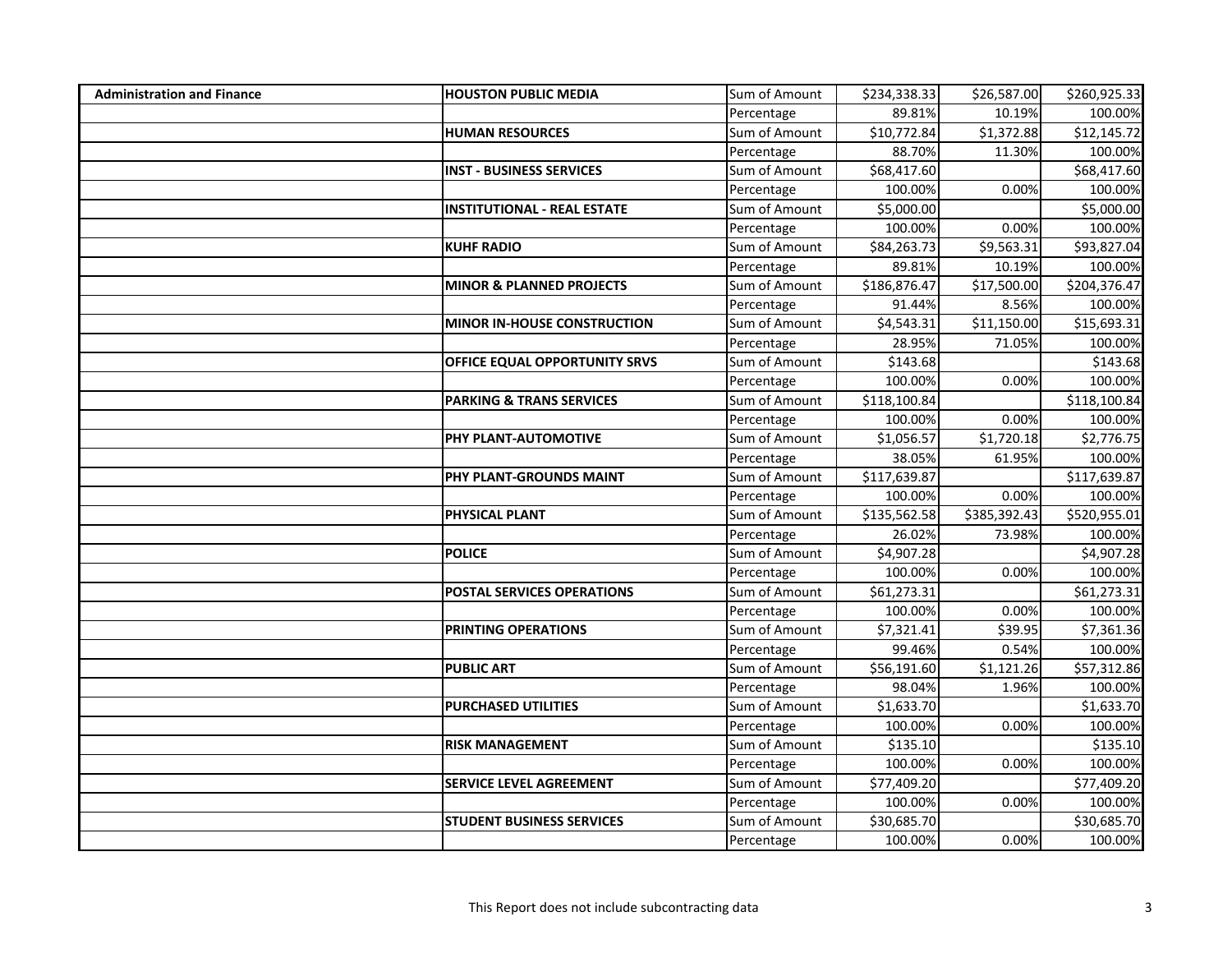| | | | | | |
|---|---|---|---|---|---|
| **Administration and Finance** | **HOUSTON PUBLIC MEDIA** | Sum of Amount | $234,338.33 | $26,587.00 | $260,925.33 |
| | | Percentage | 89.81% | 10.19% | 100.00% |
| | **HUMAN RESOURCES** | Sum of Amount | $10,772.84 | $1,372.88 | $12,145.72 |
| | | Percentage | 88.70% | 11.30% | 100.00% |
| | **INST - BUSINESS SERVICES** | Sum of Amount | $68,417.60 | | $68,417.60 |
| | | Percentage | 100.00% | 0.00% | 100.00% |
| | **INSTITUTIONAL - REAL ESTATE** | Sum of Amount | $5,000.00 | | $5,000.00 |
| | | Percentage | 100.00% | 0.00% | 100.00% |
| | **KUHF RADIO** | Sum of Amount | $84,263.73 | $9,563.31 | $93,827.04 |
| | | Percentage | 89.81% | 10.19% | 100.00% |
| | **MINOR & PLANNED PROJECTS** | Sum of Amount | $186,876.47 | $17,500.00 | $204,376.47 |
| | | Percentage | 91.44% | 8.56% | 100.00% |
| | **MINOR IN-HOUSE CONSTRUCTION** | Sum of Amount | $4,543.31 | $11,150.00 | $15,693.31 |
| | | Percentage | 28.95% | 71.05% | 100.00% |
| | **OFFICE EQUAL OPPORTUNITY SRVS** | Sum of Amount | $143.68 | | $143.68 |
| | | Percentage | 100.00% | 0.00% | 100.00% |
| | **PARKING & TRANS SERVICES** | Sum of Amount | $118,100.84 | | $118,100.84 |
| | | Percentage | 100.00% | 0.00% | 100.00% |
| | **PHY PLANT-AUTOMOTIVE** | Sum of Amount | $1,056.57 | $1,720.18 | $2,776.75 |
| | | Percentage | 38.05% | 61.95% | 100.00% |
| | **PHY PLANT-GROUNDS MAINT** | Sum of Amount | $117,639.87 | | $117,639.87 |
| | | Percentage | 100.00% | 0.00% | 100.00% |
| | **PHYSICAL PLANT** | Sum of Amount | $135,562.58 | $385,392.43 | $520,955.01 |
| | | Percentage | 26.02% | 73.98% | 100.00% |
| | **POLICE** | Sum of Amount | $4,907.28 | | $4,907.28 |
| | | Percentage | 100.00% | 0.00% | 100.00% |
| | **POSTAL SERVICES OPERATIONS** | Sum of Amount | $61,273.31 | | $61,273.31 |
| | | Percentage | 100.00% | 0.00% | 100.00% |
| | **PRINTING OPERATIONS** | Sum of Amount | $7,321.41 | $39.95 | $7,361.36 |
| | | Percentage | 99.46% | 0.54% | 100.00% |
| | **PUBLIC ART** | Sum of Amount | $56,191.60 | $1,121.26 | $57,312.86 |
| | | Percentage | 98.04% | 1.96% | 100.00% |
| | **PURCHASED UTILITIES** | Sum of Amount | $1,633.70 | | $1,633.70 |
| | | Percentage | 100.00% | 0.00% | 100.00% |
| | **RISK MANAGEMENT** | Sum of Amount | $135.10 | | $135.10 |
| | | Percentage | 100.00% | 0.00% | 100.00% |
| | **SERVICE LEVEL AGREEMENT** | Sum of Amount | $77,409.20 | | $77,409.20 |
| | | Percentage | 100.00% | 0.00% | 100.00% |
| | **STUDENT BUSINESS SERVICES** | Sum of Amount | $30,685.70 | | $30,685.70 |
| | | Percentage | 100.00% | 0.00% | 100.00% |

This Report does not include subcontracting data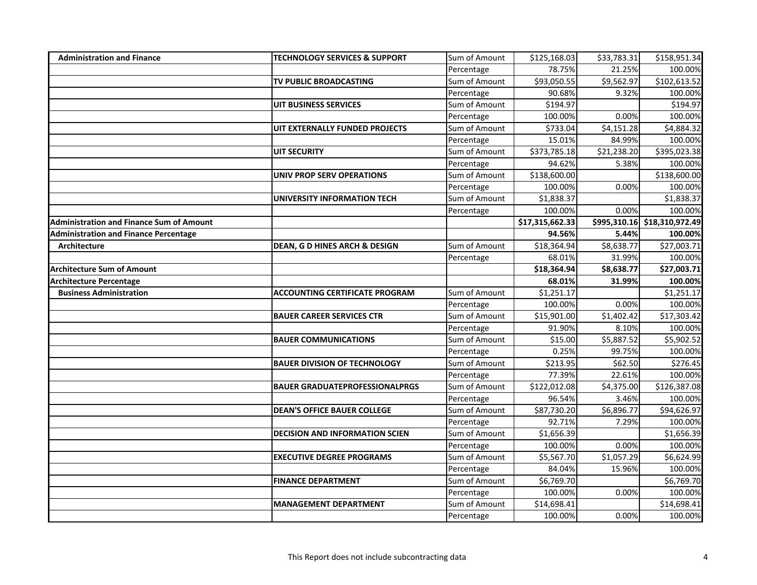| | | | | | |
|---|---|---|---|---|---|
| **Administration and Finance** | **TECHNOLOGY SERVICES & SUPPORT** | Sum of Amount | $125,168.03 | $33,783.31 | $158,951.34 |
| | | Percentage | 78.75% | 21.25% | 100.00% |
| | **TV PUBLIC BROADCASTING** | Sum of Amount | $93,050.55 | $9,562.97 | $102,613.52 |
| | | Percentage | 90.68% | 9.32% | 100.00% |
| | **UIT BUSINESS SERVICES** | Sum of Amount | $194.97 | | $194.97 |
| | | Percentage | 100.00% | 0.00% | 100.00% |
| | **UIT EXTERNALLY FUNDED PROJECTS** | Sum of Amount | $733.04 | $4,151.28 | $4,884.32 |
| | | Percentage | 15.01% | 84.99% | 100.00% |
| | **UIT SECURITY** | Sum of Amount | $373,785.18 | $21,238.20 | $395,023.38 |
| | | Percentage | 94.62% | 5.38% | 100.00% |
| | **UNIV PROP SERV OPERATIONS** | Sum of Amount | $138,600.00 | | $138,600.00 |
| | | Percentage | 100.00% | 0.00% | 100.00% |
| | **UNIVERSITY INFORMATION TECH** | Sum of Amount | $1,838.37 | | $1,838.37 |
| | | Percentage | 100.00% | 0.00% | 100.00% |
| **Administration and Finance Sum of Amount** | | | **$17,315,662.33** | **$995,310.16** | **$18,310,972.49** |
| **Administration and Finance Percentage** | | | **94.56%** | **5.44%** | **100.00%** |
| **Architecture** | **DEAN, G D HINES ARCH & DESIGN** | Sum of Amount | $18,364.94 | $8,638.77 | $27,003.71 |
| | | Percentage | 68.01% | 31.99% | 100.00% |
| **Architecture Sum of Amount** | | | **$18,364.94** | **$8,638.77** | **$27,003.71** |
| **Architecture Percentage** | | | **68.01%** | **31.99%** | **100.00%** |
| **Business Administration** | **ACCOUNTING CERTIFICATE PROGRAM** | Sum of Amount | $1,251.17 | | $1,251.17 |
| | | Percentage | 100.00% | 0.00% | 100.00% |
| | **BAUER CAREER SERVICES CTR** | Sum of Amount | $15,901.00 | $1,402.42 | $17,303.42 |
| | | Percentage | 91.90% | 8.10% | 100.00% |
| | **BAUER COMMUNICATIONS** | Sum of Amount | $15.00 | $5,887.52 | $5,902.52 |
| | | Percentage | 0.25% | 99.75% | 100.00% |
| | **BAUER DIVISION OF TECHNOLOGY** | Sum of Amount | $213.95 | $62.50 | $276.45 |
| | | Percentage | 77.39% | 22.61% | 100.00% |
| | **BAUER GRADUATEPROFESSIONALPRGS** | Sum of Amount | $122,012.08 | $4,375.00 | $126,387.08 |
| | | Percentage | 96.54% | 3.46% | 100.00% |
| | **DEAN'S OFFICE BAUER COLLEGE** | Sum of Amount | $87,730.20 | $6,896.77 | $94,626.97 |
| | | Percentage | 92.71% | 7.29% | 100.00% |
| | **DECISION AND INFORMATION SCIEN** | Sum of Amount | $1,656.39 | | $1,656.39 |
| | | Percentage | 100.00% | 0.00% | 100.00% |
| | **EXECUTIVE DEGREE PROGRAMS** | Sum of Amount | $5,567.70 | $1,057.29 | $6,624.99 |
| | | Percentage | 84.04% | 15.96% | 100.00% |
| | **FINANCE DEPARTMENT** | Sum of Amount | $6,769.70 | | $6,769.70 |
| | | Percentage | 100.00% | 0.00% | 100.00% |
| | **MANAGEMENT DEPARTMENT** | Sum of Amount | $14,698.41 | | $14,698.41 |
| | | Percentage | 100.00% | 0.00% | 100.00% |

This Report does not include subcontracting data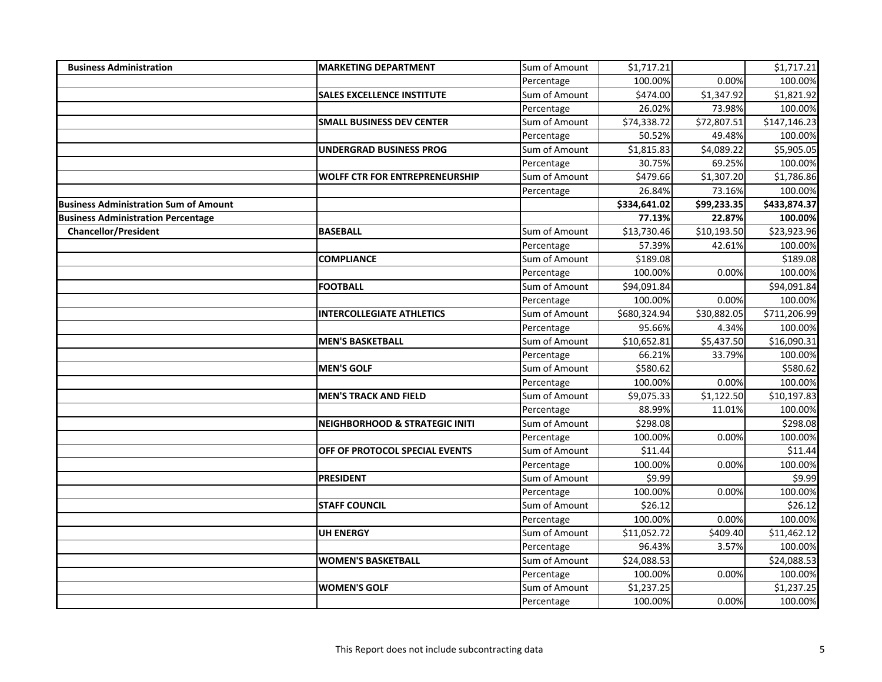| | | | | | |
|---|---|---|---|---|---|
| **Business Administration** | **MARKETING DEPARTMENT** | Sum of Amount | $1,717.21 | | $1,717.21 |
| | | Percentage | 100.00% | 0.00% | 100.00% |
| | **SALES EXCELLENCE INSTITUTE** | Sum of Amount | $474.00 | $1,347.92 | $1,821.92 |
| | | Percentage | 26.02% | 73.98% | 100.00% |
| | **SMALL BUSINESS DEV CENTER** | Sum of Amount | $74,338.72 | $72,807.51 | $147,146.23 |
| | | Percentage | 50.52% | 49.48% | 100.00% |
| | **UNDERGRAD BUSINESS PROG** | Sum of Amount | $1,815.83 | $4,089.22 | $5,905.05 |
| | | Percentage | 30.75% | 69.25% | 100.00% |
| | **WOLFF CTR FOR ENTREPRENEURSHIP** | Sum of Amount | $479.66 | $1,307.20 | $1,786.86 |
| | | Percentage | 26.84% | 73.16% | 100.00% |
| **Business Administration Sum of Amount** | | | **$334,641.02** | **$99,233.35** | **$433,874.37** |
| **Business Administration Percentage** | | | **77.13%** | **22.87%** | **100.00%** |
| **Chancellor/President** | **BASEBALL** | Sum of Amount | $13,730.46 | $10,193.50 | $23,923.96 |
| | | Percentage | 57.39% | 42.61% | 100.00% |
| | **COMPLIANCE** | Sum of Amount | $189.08 | | $189.08 |
| | | Percentage | 100.00% | 0.00% | 100.00% |
| | **FOOTBALL** | Sum of Amount | $94,091.84 | | $94,091.84 |
| | | Percentage | 100.00% | 0.00% | 100.00% |
| | **INTERCOLLEGIATE ATHLETICS** | Sum of Amount | $680,324.94 | $30,882.05 | $711,206.99 |
| | | Percentage | 95.66% | 4.34% | 100.00% |
| | **MEN'S BASKETBALL** | Sum of Amount | $10,652.81 | $5,437.50 | $16,090.31 |
| | | Percentage | 66.21% | 33.79% | 100.00% |
| | **MEN'S GOLF** | Sum of Amount | $580.62 | | $580.62 |
| | | Percentage | 100.00% | 0.00% | 100.00% |
| | **MEN'S TRACK AND FIELD** | Sum of Amount | $9,075.33 | $1,122.50 | $10,197.83 |
| | | Percentage | 88.99% | 11.01% | 100.00% |
| | **NEIGHBORHOOD & STRATEGIC INITI** | Sum of Amount | $298.08 | | $298.08 |
| | | Percentage | 100.00% | 0.00% | 100.00% |
| | **OFF OF PROTOCOL SPECIAL EVENTS** | Sum of Amount | $11.44 | | $11.44 |
| | | Percentage | 100.00% | 0.00% | 100.00% |
| | **PRESIDENT** | Sum of Amount | $9.99 | | $9.99 |
| | | Percentage | 100.00% | 0.00% | 100.00% |
| | **STAFF COUNCIL** | Sum of Amount | $26.12 | | $26.12 |
| | | Percentage | 100.00% | 0.00% | 100.00% |
| | **UH ENERGY** | Sum of Amount | $11,052.72 | $409.40 | $11,462.12 |
| | | Percentage | 96.43% | 3.57% | 100.00% |
| | **WOMEN'S BASKETBALL** | Sum of Amount | $24,088.53 | | $24,088.53 |
| | | Percentage | 100.00% | 0.00% | 100.00% |
| | **WOMEN'S GOLF** | Sum of Amount | $1,237.25 | | $1,237.25 |
| | | Percentage | 100.00% | 0.00% | 100.00% |

This Report does not include subcontracting data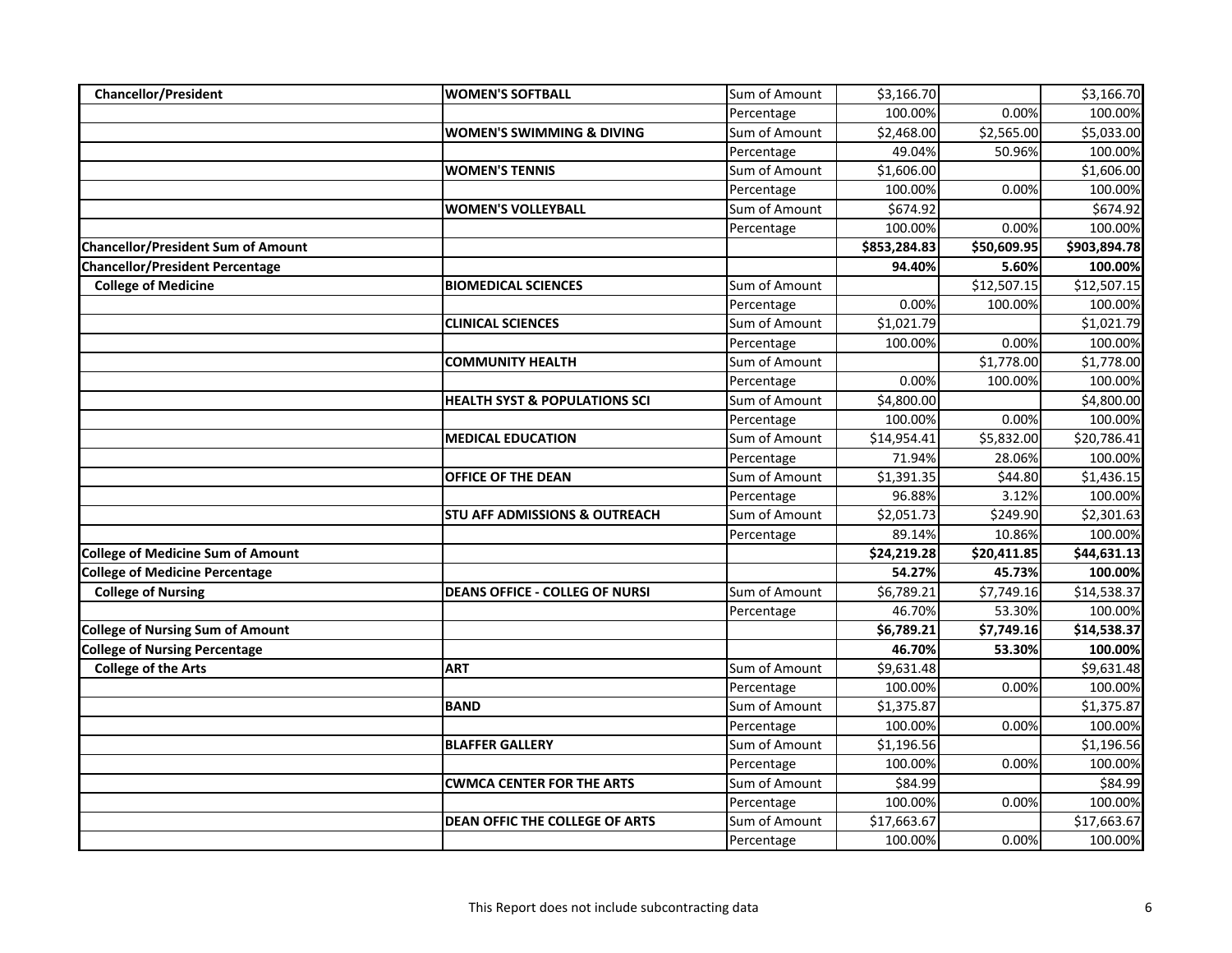| | | | | | |
|---|---|---|---|---|---|
| **Chancellor/President** | **WOMEN'S SOFTBALL** | Sum of Amount | $3,166.70 | | $3,166.70 |
| | | Percentage | 100.00% | 0.00% | 100.00% |
| | **WOMEN'S SWIMMING & DIVING** | Sum of Amount | $2,468.00 | $2,565.00 | $5,033.00 |
| | | Percentage | 49.04% | 50.96% | 100.00% |
| | **WOMEN'S TENNIS** | Sum of Amount | $1,606.00 | | $1,606.00 |
| | | Percentage | 100.00% | 0.00% | 100.00% |
| | **WOMEN'S VOLLEYBALL** | Sum of Amount | $674.92 | | $674.92 |
| | | Percentage | 100.00% | 0.00% | 100.00% |
| **Chancellor/President Sum of Amount** | | | **$853,284.83** | **$50,609.95** | **$903,894.78** |
| **Chancellor/President Percentage** | | | **94.40%** | **5.60%** | **100.00%** |
| **College of Medicine** | **BIOMEDICAL SCIENCES** | Sum of Amount | | $12,507.15 | $12,507.15 |
| | | Percentage | 0.00% | 100.00% | 100.00% |
| | **CLINICAL SCIENCES** | Sum of Amount | $1,021.79 | | $1,021.79 |
| | | Percentage | 100.00% | 0.00% | 100.00% |
| | **COMMUNITY HEALTH** | Sum of Amount | | $1,778.00 | $1,778.00 |
| | | Percentage | 0.00% | 100.00% | 100.00% |
| | **HEALTH SYST & POPULATIONS SCI** | Sum of Amount | $4,800.00 | | $4,800.00 |
| | | Percentage | 100.00% | 0.00% | 100.00% |
| | **MEDICAL EDUCATION** | Sum of Amount | $14,954.41 | $5,832.00 | $20,786.41 |
| | | Percentage | 71.94% | 28.06% | 100.00% |
| | **OFFICE OF THE DEAN** | Sum of Amount | $1,391.35 | $44.80 | $1,436.15 |
| | | Percentage | 96.88% | 3.12% | 100.00% |
| | **STU AFF ADMISSIONS & OUTREACH** | Sum of Amount | $2,051.73 | $249.90 | $2,301.63 |
| | | Percentage | 89.14% | 10.86% | 100.00% |
| **College of Medicine Sum of Amount** | | | **$24,219.28** | **$20,411.85** | **$44,631.13** |
| **College of Medicine Percentage** | | | **54.27%** | **45.73%** | **100.00%** |
| **College of Nursing** | **DEANS OFFICE - COLLEG OF NURSI** | Sum of Amount | $6,789.21 | $7,749.16 | $14,538.37 |
| | | Percentage | 46.70% | 53.30% | 100.00% |
| **College of Nursing Sum of Amount** | | | **$6,789.21** | **$7,749.16** | **$14,538.37** |
| **College of Nursing Percentage** | | | **46.70%** | **53.30%** | **100.00%** |
| **College of the Arts** | **ART** | Sum of Amount | $9,631.48 | | $9,631.48 |
| | | Percentage | 100.00% | 0.00% | 100.00% |
| | **BAND** | Sum of Amount | $1,375.87 | | $1,375.87 |
| | | Percentage | 100.00% | 0.00% | 100.00% |
| | **BLAFFER GALLERY** | Sum of Amount | $1,196.56 | | $1,196.56 |
| | | Percentage | 100.00% | 0.00% | 100.00% |
| | **CWMCA CENTER FOR THE ARTS** | Sum of Amount | $84.99 | | $84.99 |
| | | Percentage | 100.00% | 0.00% | 100.00% |
| | **DEAN OFFIC THE COLLEGE OF ARTS** | Sum of Amount | $17,663.67 | | $17,663.67 |
| | | Percentage | 100.00% | 0.00% | 100.00% |

This Report does not include subcontracting data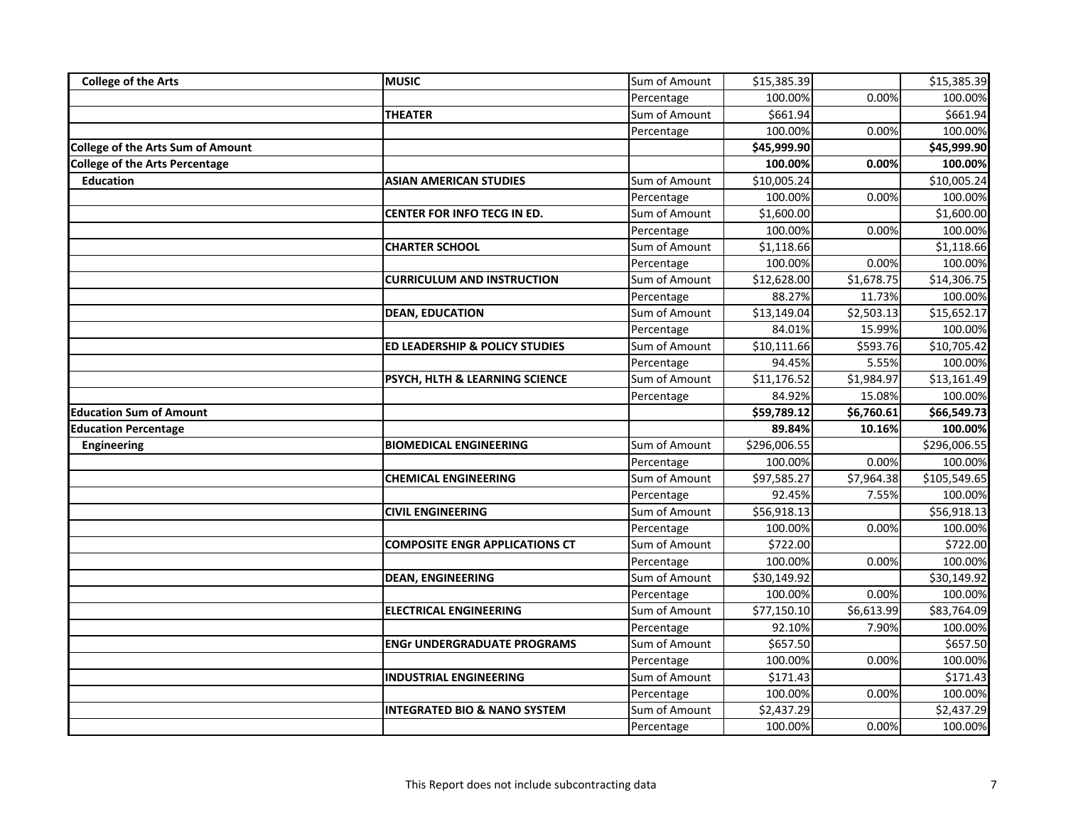| | | | | | |
|---|---|---|---|---|---|
| College of the Arts | MUSIC | Sum of Amount | $15,385.39 | | $15,385.39 |
| | | Percentage | 100.00% | 0.00% | 100.00% |
| | THEATER | Sum of Amount | $661.94 | | $661.94 |
| | | Percentage | 100.00% | 0.00% | 100.00% |
| **College of the Arts Sum of Amount** | | | **$45,999.90** | | **$45,999.90** |
| **College of the Arts Percentage** | | | **100.00%** | **0.00%** | **100.00%** |
| Education | ASIAN AMERICAN STUDIES | Sum of Amount | $10,005.24 | | $10,005.24 |
| | | Percentage | 100.00% | 0.00% | 100.00% |
| | CENTER FOR INFO TECG IN ED. | Sum of Amount | $1,600.00 | | $1,600.00 |
| | | Percentage | 100.00% | 0.00% | 100.00% |
| | CHARTER SCHOOL | Sum of Amount | $1,118.66 | | $1,118.66 |
| | | Percentage | 100.00% | 0.00% | 100.00% |
| | CURRICULUM AND INSTRUCTION | Sum of Amount | $12,628.00 | $1,678.75 | $14,306.75 |
| | | Percentage | 88.27% | 11.73% | 100.00% |
| | DEAN, EDUCATION | Sum of Amount | $13,149.04 | $2,503.13 | $15,652.17 |
| | | Percentage | 84.01% | 15.99% | 100.00% |
| | ED LEADERSHIP & POLICY STUDIES | Sum of Amount | $10,111.66 | $593.76 | $10,705.42 |
| | | Percentage | 94.45% | 5.55% | 100.00% |
| | PSYCH, HLTH & LEARNING SCIENCE | Sum of Amount | $11,176.52 | $1,984.97 | $13,161.49 |
| | | Percentage | 84.92% | 15.08% | 100.00% |
| **Education Sum of Amount** | | | **$59,789.12** | **$6,760.61** | **$66,549.73** |
| **Education Percentage** | | | **89.84%** | **10.16%** | **100.00%** |
| Engineering | BIOMEDICAL ENGINEERING | Sum of Amount | $296,006.55 | | $296,006.55 |
| | | Percentage | 100.00% | 0.00% | 100.00% |
| | CHEMICAL ENGINEERING | Sum of Amount | $97,585.27 | $7,964.38 | $105,549.65 |
| | | Percentage | 92.45% | 7.55% | 100.00% |
| | CIVIL ENGINEERING | Sum of Amount | $56,918.13 | | $56,918.13 |
| | | Percentage | 100.00% | 0.00% | 100.00% |
| | COMPOSITE ENGR APPLICATIONS CT | Sum of Amount | $722.00 | | $722.00 |
| | | Percentage | 100.00% | 0.00% | 100.00% |
| | DEAN, ENGINEERING | Sum of Amount | $30,149.92 | | $30,149.92 |
| | | Percentage | 100.00% | 0.00% | 100.00% |
| | ELECTRICAL ENGINEERING | Sum of Amount | $77,150.10 | $6,613.99 | $83,764.09 |
| | | Percentage | 92.10% | 7.90% | 100.00% |
| | ENGr UNDERGRADUATE PROGRAMS | Sum of Amount | $657.50 | | $657.50 |
| | | Percentage | 100.00% | 0.00% | 100.00% |
| | INDUSTRIAL ENGINEERING | Sum of Amount | $171.43 | | $171.43 |
| | | Percentage | 100.00% | 0.00% | 100.00% |
| | INTEGRATED BIO & NANO SYSTEM | Sum of Amount | $2,437.29 | | $2,437.29 |
| | | Percentage | 100.00% | 0.00% | 100.00% |

This Report does not include subcontracting data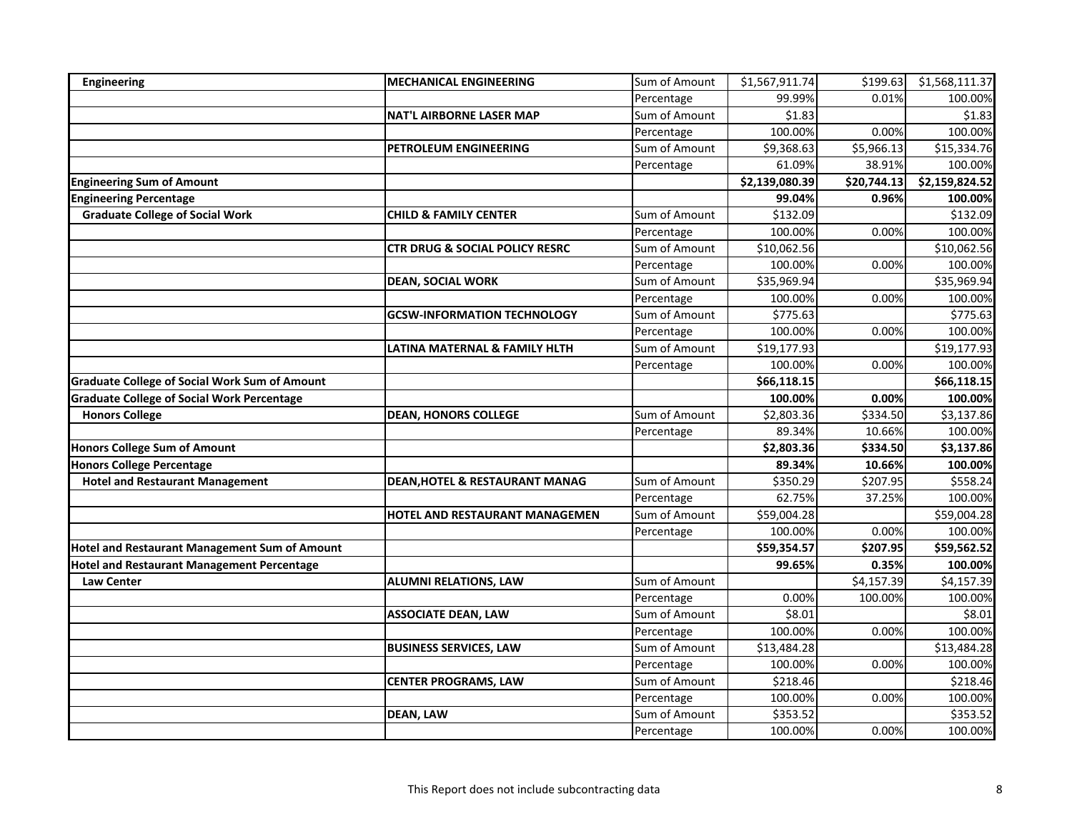| | | | | | |
|---|---|---|---|---|---|
| **Engineering** | **MECHANICAL ENGINEERING** | Sum of Amount | $1,567,911.74 | $199.63 | $1,568,111.37 |
| | | Percentage | 99.99% | 0.01% | 100.00% |
| | **NAT'L AIRBORNE LASER MAP** | Sum of Amount | $1.83 | | $1.83 |
| | | Percentage | 100.00% | 0.00% | 100.00% |
| | **PETROLEUM ENGINEERING** | Sum of Amount | $9,368.63 | $5,966.13 | $15,334.76 |
| | | Percentage | 61.09% | 38.91% | 100.00% |
| **Engineering Sum of Amount** | | | **$2,139,080.39** | **$20,744.13** | **$2,159,824.52** |
| **Engineering Percentage** | | | **99.04%** | **0.96%** | **100.00%** |
| **Graduate College of Social Work** | **CHILD & FAMILY CENTER** | Sum of Amount | $132.09 | | $132.09 |
| | | Percentage | 100.00% | 0.00% | 100.00% |
| | **CTR DRUG & SOCIAL POLICY RESRC** | Sum of Amount | $10,062.56 | | $10,062.56 |
| | | Percentage | 100.00% | 0.00% | 100.00% |
| | **DEAN, SOCIAL WORK** | Sum of Amount | $35,969.94 | | $35,969.94 |
| | | Percentage | 100.00% | 0.00% | 100.00% |
| | **GCSW-INFORMATION TECHNOLOGY** | Sum of Amount | $775.63 | | $775.63 |
| | | Percentage | 100.00% | 0.00% | 100.00% |
| | **LATINA MATERNAL & FAMILY HLTH** | Sum of Amount | $19,177.93 | | $19,177.93 |
| | | Percentage | 100.00% | 0.00% | 100.00% |
| **Graduate College of Social Work Sum of Amount** | | | **$66,118.15** | | **$66,118.15** |
| **Graduate College of Social Work Percentage** | | | **100.00%** | **0.00%** | **100.00%** |
| **Honors College** | **DEAN, HONORS COLLEGE** | Sum of Amount | $2,803.36 | $334.50 | $3,137.86 |
| | | Percentage | 89.34% | 10.66% | 100.00% |
| **Honors College Sum of Amount** | | | **$2,803.36** | **$334.50** | **$3,137.86** |
| **Honors College Percentage** | | | **89.34%** | **10.66%** | **100.00%** |
| **Hotel and Restaurant Management** | **DEAN,HOTEL & RESTAURANT MANAG** | Sum of Amount | $350.29 | $207.95 | $558.24 |
| | | Percentage | 62.75% | 37.25% | 100.00% |
| | **HOTEL AND RESTAURANT MANAGEMEN** | Sum of Amount | $59,004.28 | | $59,004.28 |
| | | Percentage | 100.00% | 0.00% | 100.00% |
| **Hotel and Restaurant Management Sum of Amount** | | | **$59,354.57** | **$207.95** | **$59,562.52** |
| **Hotel and Restaurant Management Percentage** | | | **99.65%** | **0.35%** | **100.00%** |
| **Law Center** | **ALUMNI RELATIONS, LAW** | Sum of Amount | | $4,157.39 | $4,157.39 |
| | | Percentage | 0.00% | 100.00% | 100.00% |
| | **ASSOCIATE DEAN, LAW** | Sum of Amount | $8.01 | | $8.01 |
| | | Percentage | 100.00% | 0.00% | 100.00% |
| | **BUSINESS SERVICES, LAW** | Sum of Amount | $13,484.28 | | $13,484.28 |
| | | Percentage | 100.00% | 0.00% | 100.00% |
| | **CENTER PROGRAMS, LAW** | Sum of Amount | $218.46 | | $218.46 |
| | | Percentage | 100.00% | 0.00% | 100.00% |
| | **DEAN, LAW** | Sum of Amount | $353.52 | | $353.52 |
| | | Percentage | 100.00% | 0.00% | 100.00% |

This Report does not include subcontracting data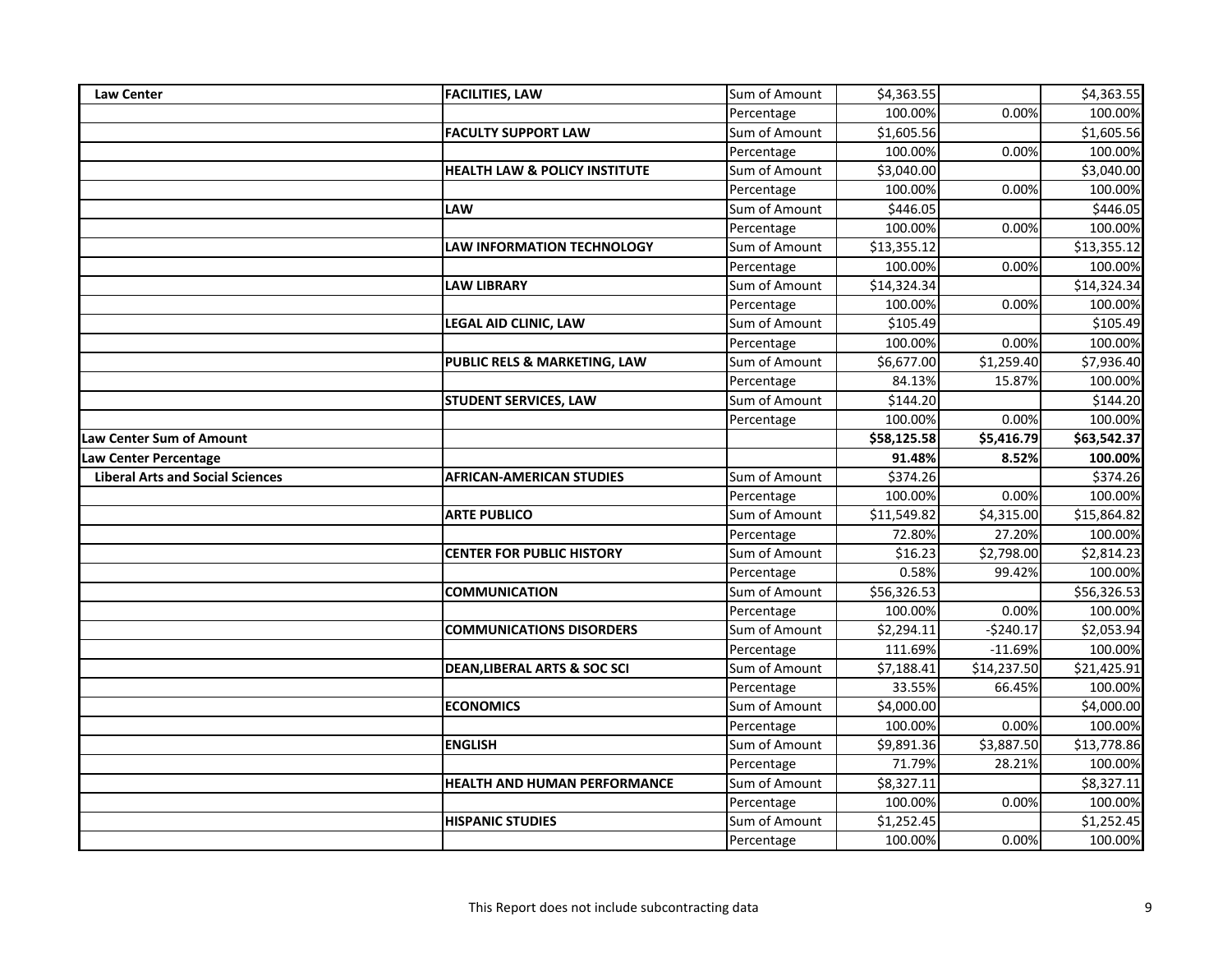| | | | | | |
|---|---|---|---|---|---|
| **Law Center** | **FACILITIES, LAW** | Sum of Amount | $4,363.55 | | $4,363.55 |
| | | Percentage | 100.00% | 0.00% | 100.00% |
| | **FACULTY SUPPORT LAW** | Sum of Amount | $1,605.56 | | $1,605.56 |
| | | Percentage | 100.00% | 0.00% | 100.00% |
| | **HEALTH LAW & POLICY INSTITUTE** | Sum of Amount | $3,040.00 | | $3,040.00 |
| | | Percentage | 100.00% | 0.00% | 100.00% |
| | **LAW** | Sum of Amount | $446.05 | | $446.05 |
| | | Percentage | 100.00% | 0.00% | 100.00% |
| | **LAW INFORMATION TECHNOLOGY** | Sum of Amount | $13,355.12 | | $13,355.12 |
| | | Percentage | 100.00% | 0.00% | 100.00% |
| | **LAW LIBRARY** | Sum of Amount | $14,324.34 | | $14,324.34 |
| | | Percentage | 100.00% | 0.00% | 100.00% |
| | **LEGAL AID CLINIC, LAW** | Sum of Amount | $105.49 | | $105.49 |
| | | Percentage | 100.00% | 0.00% | 100.00% |
| | **PUBLIC RELS & MARKETING, LAW** | Sum of Amount | $6,677.00 | $1,259.40 | $7,936.40 |
| | | Percentage | 84.13% | 15.87% | 100.00% |
| | **STUDENT SERVICES, LAW** | Sum of Amount | $144.20 | | $144.20 |
| | | Percentage | 100.00% | 0.00% | 100.00% |
| **Law Center Sum of Amount** | | | **$58,125.58** | **$5,416.79** | **$63,542.37** |
| **Law Center Percentage** | | | **91.48%** | **8.52%** | **100.00%** |
| **Liberal Arts and Social Sciences** | **AFRICAN-AMERICAN STUDIES** | Sum of Amount | $374.26 | | $374.26 |
| | | Percentage | 100.00% | 0.00% | 100.00% |
| | **ARTE PUBLICO** | Sum of Amount | $11,549.82 | $4,315.00 | $15,864.82 |
| | | Percentage | 72.80% | 27.20% | 100.00% |
| | **CENTER FOR PUBLIC HISTORY** | Sum of Amount | $16.23 | $2,798.00 | $2,814.23 |
| | | Percentage | 0.58% | 99.42% | 100.00% |
| | **COMMUNICATION** | Sum of Amount | $56,326.53 | | $56,326.53 |
| | | Percentage | 100.00% | 0.00% | 100.00% |
| | **COMMUNICATIONS DISORDERS** | Sum of Amount | $2,294.11 | -$240.17 | $2,053.94 |
| | | Percentage | 111.69% | -11.69% | 100.00% |
| | **DEAN,LIBERAL ARTS & SOC SCI** | Sum of Amount | $7,188.41 | $14,237.50 | $21,425.91 |
| | | Percentage | 33.55% | 66.45% | 100.00% |
| | **ECONOMICS** | Sum of Amount | $4,000.00 | | $4,000.00 |
| | | Percentage | 100.00% | 0.00% | 100.00% |
| | **ENGLISH** | Sum of Amount | $9,891.36 | $3,887.50 | $13,778.86 |
| | | Percentage | 71.79% | 28.21% | 100.00% |
| | **HEALTH AND HUMAN PERFORMANCE** | Sum of Amount | $8,327.11 | | $8,327.11 |
| | | Percentage | 100.00% | 0.00% | 100.00% |
| | **HISPANIC STUDIES** | Sum of Amount | $1,252.45 | | $1,252.45 |
| | | Percentage | 100.00% | 0.00% | 100.00% |

This Report does not include subcontracting data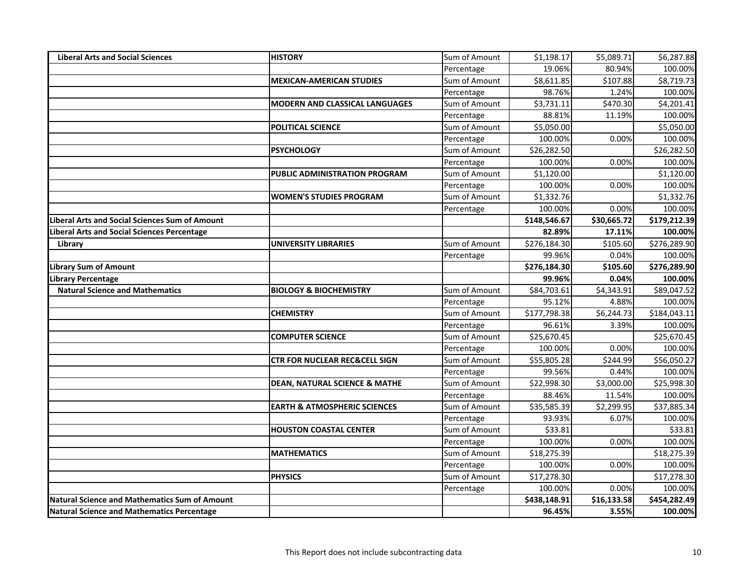| | | | | | |
|---|---|---|---|---|---|
| **Liberal Arts and Social Sciences** | **HISTORY** | Sum of Amount | $1,198.17 | $5,089.71 | $6,287.88 |
| | | Percentage | 19.06% | 80.94% | 100.00% |
| | **MEXICAN-AMERICAN STUDIES** | Sum of Amount | $8,611.85 | $107.88 | $8,719.73 |
| | | Percentage | 98.76% | 1.24% | 100.00% |
| | **MODERN AND CLASSICAL LANGUAGES** | Sum of Amount | $3,731.11 | $470.30 | $4,201.41 |
| | | Percentage | 88.81% | 11.19% | 100.00% |
| | **POLITICAL SCIENCE** | Sum of Amount | $5,050.00 | | $5,050.00 |
| | | Percentage | 100.00% | 0.00% | 100.00% |
| | **PSYCHOLOGY** | Sum of Amount | $26,282.50 | | $26,282.50 |
| | | Percentage | 100.00% | 0.00% | 100.00% |
| | **PUBLIC ADMINISTRATION PROGRAM** | Sum of Amount | $1,120.00 | | $1,120.00 |
| | | Percentage | 100.00% | 0.00% | 100.00% |
| | **WOMEN'S STUDIES PROGRAM** | Sum of Amount | $1,332.76 | | $1,332.76 |
| | | Percentage | 100.00% | 0.00% | 100.00% |
| **Liberal Arts and Social Sciences Sum of Amount** | | | **$148,546.67** | **$30,665.72** | **$179,212.39** |
| **Liberal Arts and Social Sciences Percentage** | | | **82.89%** | **17.11%** | **100.00%** |
| **Library** | **UNIVERSITY LIBRARIES** | Sum of Amount | $276,184.30 | $105.60 | $276,289.90 |
| | | Percentage | 99.96% | 0.04% | 100.00% |
| **Library Sum of Amount** | | | **$276,184.30** | **$105.60** | **$276,289.90** |
| **Library Percentage** | | | **99.96%** | **0.04%** | **100.00%** |
| **Natural Science and Mathematics** | **BIOLOGY & BIOCHEMISTRY** | Sum of Amount | $84,703.61 | $4,343.91 | $89,047.52 |
| | | Percentage | 95.12% | 4.88% | 100.00% |
| | **CHEMISTRY** | Sum of Amount | $177,798.38 | $6,244.73 | $184,043.11 |
| | | Percentage | 96.61% | 3.39% | 100.00% |
| | **COMPUTER SCIENCE** | Sum of Amount | $25,670.45 | | $25,670.45 |
| | | Percentage | 100.00% | 0.00% | 100.00% |
| | **CTR FOR NUCLEAR REC&CELL SIGN** | Sum of Amount | $55,805.28 | $244.99 | $56,050.27 |
| | | Percentage | 99.56% | 0.44% | 100.00% |
| | **DEAN, NATURAL SCIENCE & MATHE** | Sum of Amount | $22,998.30 | $3,000.00 | $25,998.30 |
| | | Percentage | 88.46% | 11.54% | 100.00% |
| | **EARTH & ATMOSPHERIC SCIENCES** | Sum of Amount | $35,585.39 | $2,299.95 | $37,885.34 |
| | | Percentage | 93.93% | 6.07% | 100.00% |
| | **HOUSTON COASTAL CENTER** | Sum of Amount | $33.81 | | $33.81 |
| | | Percentage | 100.00% | 0.00% | 100.00% |
| | **MATHEMATICS** | Sum of Amount | $18,275.39 | | $18,275.39 |
| | | Percentage | 100.00% | 0.00% | 100.00% |
| | **PHYSICS** | Sum of Amount | $17,278.30 | | $17,278.30 |
| | | Percentage | 100.00% | 0.00% | 100.00% |
| **Natural Science and Mathematics Sum of Amount** | | | **$438,148.91** | **$16,133.58** | **$454,282.49** |
| **Natural Science and Mathematics Percentage** | | | **96.45%** | **3.55%** | **100.00%** |

This Report does not include subcontracting data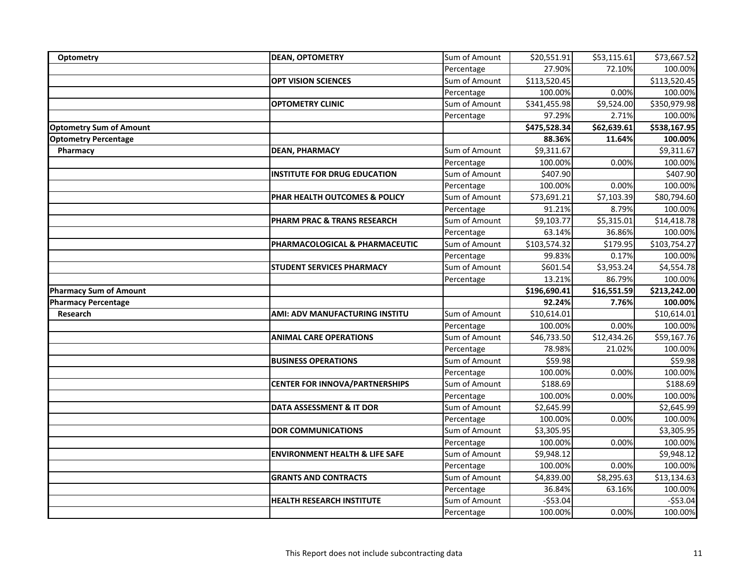| | | | | | |
|---|---|---|---|---|---|
| **Optometry** | **DEAN, OPTOMETRY** | Sum of Amount | $20,551.91 | $53,115.61 | $73,667.52 |
| | | Percentage | 27.90% | 72.10% | 100.00% |
| | **OPT VISION SCIENCES** | Sum of Amount | $113,520.45 | | $113,520.45 |
| | | Percentage | 100.00% | 0.00% | 100.00% |
| | **OPTOMETRY CLINIC** | Sum of Amount | $341,455.98 | $9,524.00 | $350,979.98 |
| | | Percentage | 97.29% | 2.71% | 100.00% |
| **Optometry Sum of Amount** | | | **$475,528.34** | **$62,639.61** | **$538,167.95** |
| **Optometry Percentage** | | | **88.36%** | **11.64%** | **100.00%** |
| **Pharmacy** | **DEAN, PHARMACY** | Sum of Amount | $9,311.67 | | $9,311.67 |
| | | Percentage | 100.00% | 0.00% | 100.00% |
| | **INSTITUTE FOR DRUG EDUCATION** | Sum of Amount | $407.90 | | $407.90 |
| | | Percentage | 100.00% | 0.00% | 100.00% |
| | **PHAR HEALTH OUTCOMES & POLICY** | Sum of Amount | $73,691.21 | $7,103.39 | $80,794.60 |
| | | Percentage | 91.21% | 8.79% | 100.00% |
| | **PHARM PRAC & TRANS RESEARCH** | Sum of Amount | $9,103.77 | $5,315.01 | $14,418.78 |
| | | Percentage | 63.14% | 36.86% | 100.00% |
| | **PHARMACOLOGICAL & PHARMACEUTIC** | Sum of Amount | $103,574.32 | $179.95 | $103,754.27 |
| | | Percentage | 99.83% | 0.17% | 100.00% |
| | **STUDENT SERVICES PHARMACY** | Sum of Amount | $601.54 | $3,953.24 | $4,554.78 |
| | | Percentage | 13.21% | 86.79% | 100.00% |
| **Pharmacy Sum of Amount** | | | **$196,690.41** | **$16,551.59** | **$213,242.00** |
| **Pharmacy Percentage** | | | **92.24%** | **7.76%** | **100.00%** |
| **Research** | **AMI: ADV MANUFACTURING INSTITU** | Sum of Amount | $10,614.01 | | $10,614.01 |
| | | Percentage | 100.00% | 0.00% | 100.00% |
| | **ANIMAL CARE OPERATIONS** | Sum of Amount | $46,733.50 | $12,434.26 | $59,167.76 |
| | | Percentage | 78.98% | 21.02% | 100.00% |
| | **BUSINESS OPERATIONS** | Sum of Amount | $59.98 | | $59.98 |
| | | Percentage | 100.00% | 0.00% | 100.00% |
| | **CENTER FOR INNOVA/PARTNERSHIPS** | Sum of Amount | $188.69 | | $188.69 |
| | | Percentage | 100.00% | 0.00% | 100.00% |
| | **DATA ASSESSMENT & IT DOR** | Sum of Amount | $2,645.99 | | $2,645.99 |
| | | Percentage | 100.00% | 0.00% | 100.00% |
| | **DOR COMMUNICATIONS** | Sum of Amount | $3,305.95 | | $3,305.95 |
| | | Percentage | 100.00% | 0.00% | 100.00% |
| | **ENVIRONMENT HEALTH & LIFE SAFE** | Sum of Amount | $9,948.12 | | $9,948.12 |
| | | Percentage | 100.00% | 0.00% | 100.00% |
| | **GRANTS AND CONTRACTS** | Sum of Amount | $4,839.00 | $8,295.63 | $13,134.63 |
| | | Percentage | 36.84% | 63.16% | 100.00% |
| | **HEALTH RESEARCH INSTITUTE** | Sum of Amount | -$53.04 | | -$53.04 |
| | | Percentage | 100.00% | 0.00% | 100.00% |

This Report does not include subcontracting data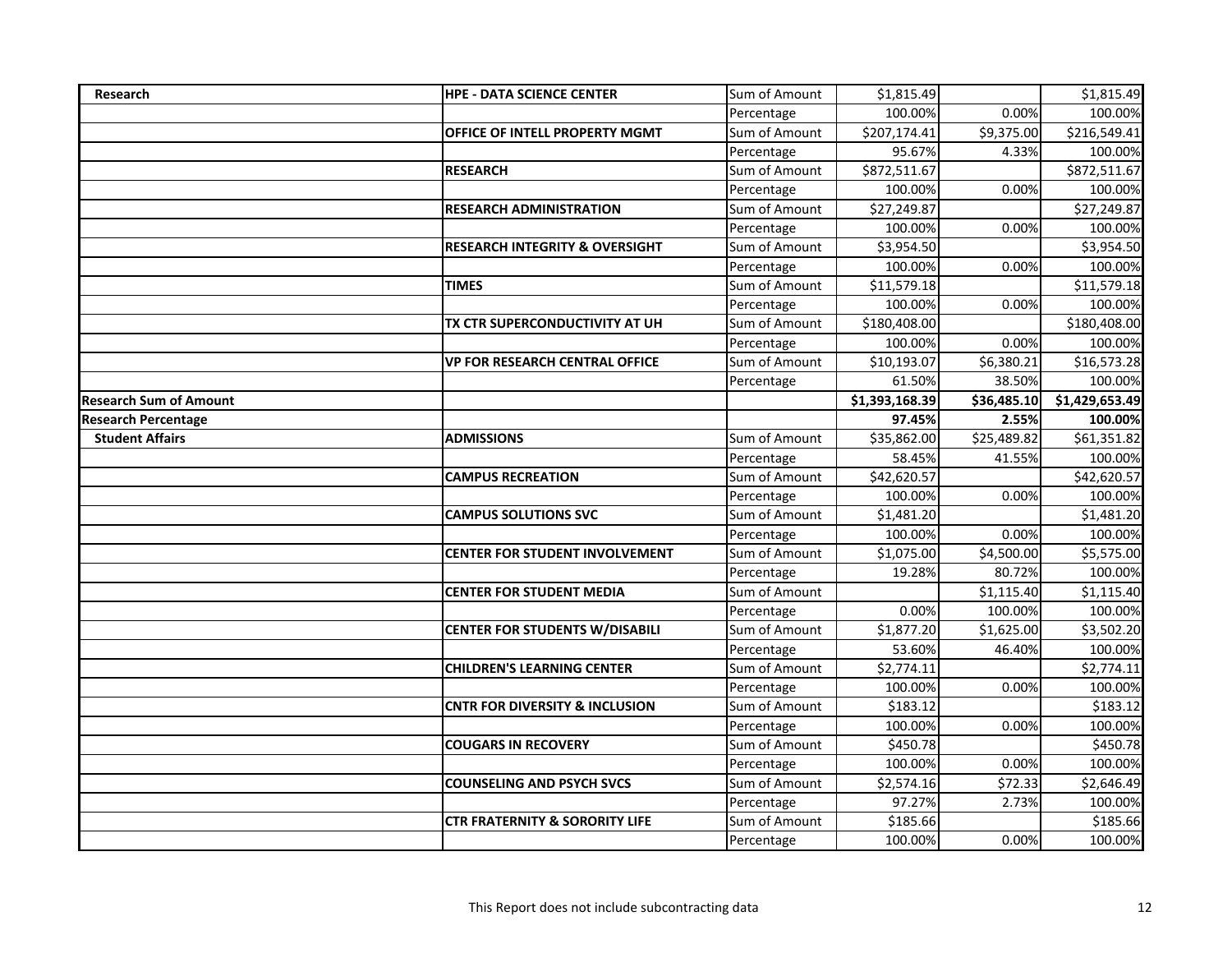| | | | | | |
|---|---|---|---|---|---|
| **Research** | **HPE - DATA SCIENCE CENTER** | Sum of Amount | $1,815.49 | | $1,815.49 |
| | | Percentage | 100.00% | 0.00% | 100.00% |
| | **OFFICE OF INTELL PROPERTY MGMT** | Sum of Amount | $207,174.41 | $9,375.00 | $216,549.41 |
| | | Percentage | 95.67% | 4.33% | 100.00% |
| | **RESEARCH** | Sum of Amount | $872,511.67 | | $872,511.67 |
| | | Percentage | 100.00% | 0.00% | 100.00% |
| | **RESEARCH ADMINISTRATION** | Sum of Amount | $27,249.87 | | $27,249.87 |
| | | Percentage | 100.00% | 0.00% | 100.00% |
| | **RESEARCH INTEGRITY & OVERSIGHT** | Sum of Amount | $3,954.50 | | $3,954.50 |
| | | Percentage | 100.00% | 0.00% | 100.00% |
| | **TIMES** | Sum of Amount | $11,579.18 | | $11,579.18 |
| | | Percentage | 100.00% | 0.00% | 100.00% |
| | **TX CTR SUPERCONDUCTIVITY AT UH** | Sum of Amount | $180,408.00 | | $180,408.00 |
| | | Percentage | 100.00% | 0.00% | 100.00% |
| | **VP FOR RESEARCH CENTRAL OFFICE** | Sum of Amount | $10,193.07 | $6,380.21 | $16,573.28 |
| | | Percentage | 61.50% | 38.50% | 100.00% |
| **Research Sum of Amount** | | | **$1,393,168.39** | **$36,485.10** | **$1,429,653.49** |
| **Research Percentage** | | | **97.45%** | **2.55%** | **100.00%** |
| **Student Affairs** | **ADMISSIONS** | Sum of Amount | $35,862.00 | $25,489.82 | $61,351.82 |
| | | Percentage | 58.45% | 41.55% | 100.00% |
| | **CAMPUS RECREATION** | Sum of Amount | $42,620.57 | | $42,620.57 |
| | | Percentage | 100.00% | 0.00% | 100.00% |
| | **CAMPUS SOLUTIONS SVC** | Sum of Amount | $1,481.20 | | $1,481.20 |
| | | Percentage | 100.00% | 0.00% | 100.00% |
| | **CENTER FOR STUDENT INVOLVEMENT** | Sum of Amount | $1,075.00 | $4,500.00 | $5,575.00 |
| | | Percentage | 19.28% | 80.72% | 100.00% |
| | **CENTER FOR STUDENT MEDIA** | Sum of Amount | | $1,115.40 | $1,115.40 |
| | | Percentage | 0.00% | 100.00% | 100.00% |
| | **CENTER FOR STUDENTS W/DISABILI** | Sum of Amount | $1,877.20 | $1,625.00 | $3,502.20 |
| | | Percentage | 53.60% | 46.40% | 100.00% |
| | **CHILDREN'S LEARNING CENTER** | Sum of Amount | $2,774.11 | | $2,774.11 |
| | | Percentage | 100.00% | 0.00% | 100.00% |
| | **CNTR FOR DIVERSITY & INCLUSION** | Sum of Amount | $183.12 | | $183.12 |
| | | Percentage | 100.00% | 0.00% | 100.00% |
| | **COUGARS IN RECOVERY** | Sum of Amount | $450.78 | | $450.78 |
| | | Percentage | 100.00% | 0.00% | 100.00% |
| | **COUNSELING AND PSYCH SVCS** | Sum of Amount | $2,574.16 | $72.33 | $2,646.49 |
| | | Percentage | 97.27% | 2.73% | 100.00% |
| | **CTR FRATERNITY & SORORITY LIFE** | Sum of Amount | $185.66 | | $185.66 |
| | | Percentage | 100.00% | 0.00% | 100.00% |

This Report does not include subcontracting data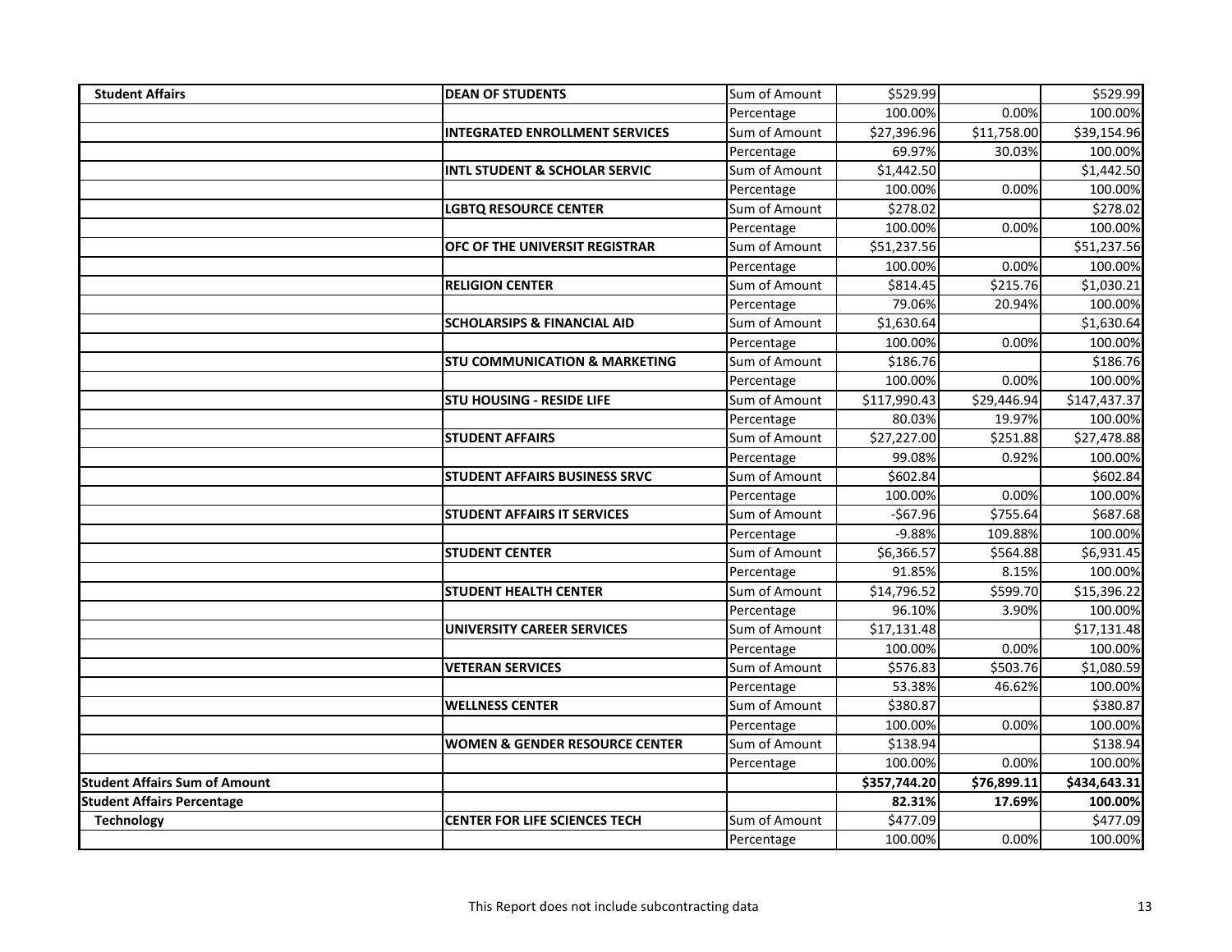| | | | | | |
|---|---|---|---|---|---|
| **Student Affairs** | **DEAN OF STUDENTS** | Sum of Amount | $529.99 | | $529.99 |
| | | Percentage | 100.00% | 0.00% | 100.00% |
| | **INTEGRATED ENROLLMENT SERVICES** | Sum of Amount | $27,396.96 | $11,758.00 | $39,154.96 |
| | | Percentage | 69.97% | 30.03% | 100.00% |
| | **INTL STUDENT & SCHOLAR SERVIC** | Sum of Amount | $1,442.50 | | $1,442.50 |
| | | Percentage | 100.00% | 0.00% | 100.00% |
| | **LGBTQ RESOURCE CENTER** | Sum of Amount | $278.02 | | $278.02 |
| | | Percentage | 100.00% | 0.00% | 100.00% |
| | **OFC OF THE UNIVERSIT REGISTRAR** | Sum of Amount | $51,237.56 | | $51,237.56 |
| | | Percentage | 100.00% | 0.00% | 100.00% |
| | **RELIGION CENTER** | Sum of Amount | $814.45 | $215.76 | $1,030.21 |
| | | Percentage | 79.06% | 20.94% | 100.00% |
| | **SCHOLARSIPS & FINANCIAL AID** | Sum of Amount | $1,630.64 | | $1,630.64 |
| | | Percentage | 100.00% | 0.00% | 100.00% |
| | **STU COMMUNICATION & MARKETING** | Sum of Amount | $186.76 | | $186.76 |
| | | Percentage | 100.00% | 0.00% | 100.00% |
| | **STU HOUSING - RESIDE LIFE** | Sum of Amount | $117,990.43 | $29,446.94 | $147,437.37 |
| | | Percentage | 80.03% | 19.97% | 100.00% |
| | **STUDENT AFFAIRS** | Sum of Amount | $27,227.00 | $251.88 | $27,478.88 |
| | | Percentage | 99.08% | 0.92% | 100.00% |
| | **STUDENT AFFAIRS BUSINESS SRVC** | Sum of Amount | $602.84 | | $602.84 |
| | | Percentage | 100.00% | 0.00% | 100.00% |
| | **STUDENT AFFAIRS IT SERVICES** | Sum of Amount | -$67.96 | $755.64 | $687.68 |
| | | Percentage | -9.88% | 109.88% | 100.00% |
| | **STUDENT CENTER** | Sum of Amount | $6,366.57 | $564.88 | $6,931.45 |
| | | Percentage | 91.85% | 8.15% | 100.00% |
| | **STUDENT HEALTH CENTER** | Sum of Amount | $14,796.52 | $599.70 | $15,396.22 |
| | | Percentage | 96.10% | 3.90% | 100.00% |
| | **UNIVERSITY CAREER SERVICES** | Sum of Amount | $17,131.48 | | $17,131.48 |
| | | Percentage | 100.00% | 0.00% | 100.00% |
| | **VETERAN SERVICES** | Sum of Amount | $576.83 | $503.76 | $1,080.59 |
| | | Percentage | 53.38% | 46.62% | 100.00% |
| | **WELLNESS CENTER** | Sum of Amount | $380.87 | | $380.87 |
| | | Percentage | 100.00% | 0.00% | 100.00% |
| | **WOMEN & GENDER RESOURCE CENTER** | Sum of Amount | $138.94 | | $138.94 |
| | | Percentage | 100.00% | 0.00% | 100.00% |
| **Student Affairs Sum of Amount** | | | **$357,744.20** | **$76,899.11** | **$434,643.31** |
| **Student Affairs Percentage** | | | **82.31%** | **17.69%** | **100.00%** |
| **Technology** | **CENTER FOR LIFE SCIENCES TECH** | Sum of Amount | $477.09 | | $477.09 |
| | | Percentage | 100.00% | 0.00% | 100.00% |

This Report does not include subcontracting data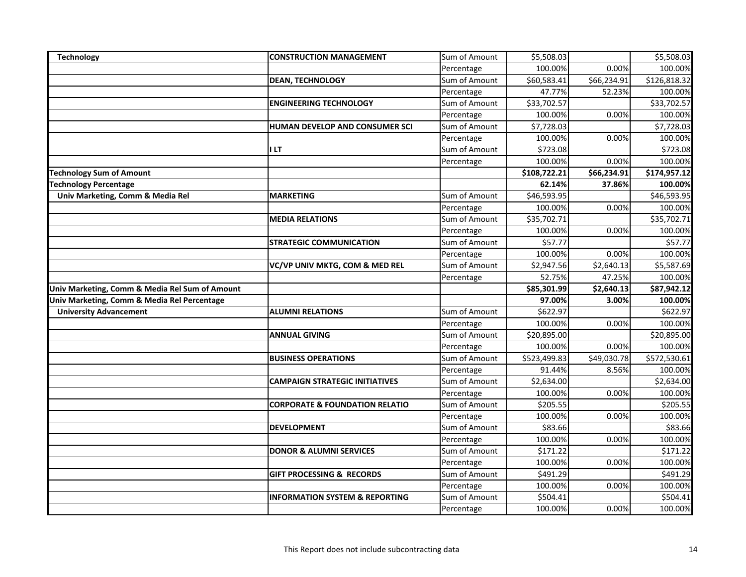| | | | | | |
|---|---|---|---|---|---|
| **Technology** | **CONSTRUCTION MANAGEMENT** | Sum of Amount | $5,508.03 | | $5,508.03 |
| | | Percentage | 100.00% | 0.00% | 100.00% |
| | **DEAN, TECHNOLOGY** | Sum of Amount | $60,583.41 | $66,234.91 | $126,818.32 |
| | | Percentage | 47.77% | 52.23% | 100.00% |
| | **ENGINEERING TECHNOLOGY** | Sum of Amount | $33,702.57 | | $33,702.57 |
| | | Percentage | 100.00% | 0.00% | 100.00% |
| | **HUMAN DEVELOP AND CONSUMER SCI** | Sum of Amount | $7,728.03 | | $7,728.03 |
| | | Percentage | 100.00% | 0.00% | 100.00% |
| | **I LT** | Sum of Amount | $723.08 | | $723.08 |
| | | Percentage | 100.00% | 0.00% | 100.00% |
| **Technology Sum of Amount** | | | **$108,722.21** | **$66,234.91** | **$174,957.12** |
| **Technology Percentage** | | | **62.14%** | **37.86%** | **100.00%** |
| **Univ Marketing, Comm & Media Rel** | **MARKETING** | Sum of Amount | $46,593.95 | | $46,593.95 |
| | | Percentage | 100.00% | 0.00% | 100.00% |
| | **MEDIA RELATIONS** | Sum of Amount | $35,702.71 | | $35,702.71 |
| | | Percentage | 100.00% | 0.00% | 100.00% |
| | **STRATEGIC COMMUNICATION** | Sum of Amount | $57.77 | | $57.77 |
| | | Percentage | 100.00% | 0.00% | 100.00% |
| | **VC/VP UNIV MKTG, COM & MED REL** | Sum of Amount | $2,947.56 | $2,640.13 | $5,587.69 |
| | | Percentage | 52.75% | 47.25% | 100.00% |
| **Univ Marketing, Comm & Media Rel Sum of Amount** | | | **$85,301.99** | **$2,640.13** | **$87,942.12** |
| **Univ Marketing, Comm & Media Rel Percentage** | | | **97.00%** | **3.00%** | **100.00%** |
| **University Advancement** | **ALUMNI RELATIONS** | Sum of Amount | $622.97 | | $622.97 |
| | | Percentage | 100.00% | 0.00% | 100.00% |
| | **ANNUAL GIVING** | Sum of Amount | $20,895.00 | | $20,895.00 |
| | | Percentage | 100.00% | 0.00% | 100.00% |
| | **BUSINESS OPERATIONS** | Sum of Amount | $523,499.83 | $49,030.78 | $572,530.61 |
| | | Percentage | 91.44% | 8.56% | 100.00% |
| | **CAMPAIGN STRATEGIC INITIATIVES** | Sum of Amount | $2,634.00 | | $2,634.00 |
| | | Percentage | 100.00% | 0.00% | 100.00% |
| | **CORPORATE & FOUNDATION RELATIO** | Sum of Amount | $205.55 | | $205.55 |
| | | Percentage | 100.00% | 0.00% | 100.00% |
| | **DEVELOPMENT** | Sum of Amount | $83.66 | | $83.66 |
| | | Percentage | 100.00% | 0.00% | 100.00% |
| | **DONOR & ALUMNI SERVICES** | Sum of Amount | $171.22 | | $171.22 |
| | | Percentage | 100.00% | 0.00% | 100.00% |
| | **GIFT PROCESSING & RECORDS** | Sum of Amount | $491.29 | | $491.29 |
| | | Percentage | 100.00% | 0.00% | 100.00% |
| | **INFORMATION SYSTEM & REPORTING** | Sum of Amount | $504.41 | | $504.41 |
| | | Percentage | 100.00% | 0.00% | 100.00% |

This Report does not include subcontracting data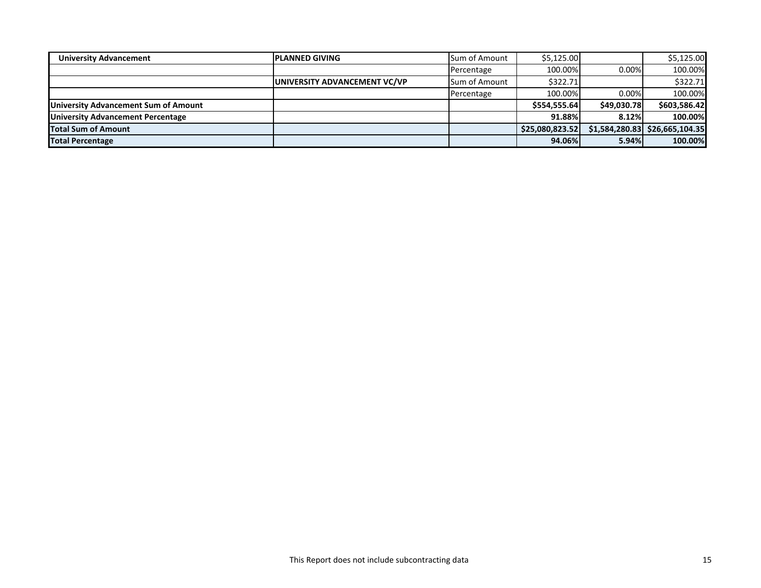| | | | | | |
|---|---|---|---|---|---|
| **University Advancement** | **PLANNED GIVING** | Sum of Amount | $5,125.00 | | $5,125.00 |
| | | Percentage | 100.00% | 0.00% | 100.00% |
| | **UNIVERSITY ADVANCEMENT VC/VP** | Sum of Amount | $322.71 | | $322.71 |
| | | Percentage | 100.00% | 0.00% | 100.00% |
| **University Advancement Sum of Amount** | | | **$554,555.64** | **$49,030.78** | **$603,586.42** |
| **University Advancement Percentage** | | | **91.88%** | **8.12%** | **100.00%** |
| **Total Sum of Amount** | | | **$25,080,823.52** | **$1,584,280.83** | **$26,665,104.35** |
| **Total Percentage** | | | **94.06%** | **5.94%** | **100.00%** |

This Report does not include subcontracting data